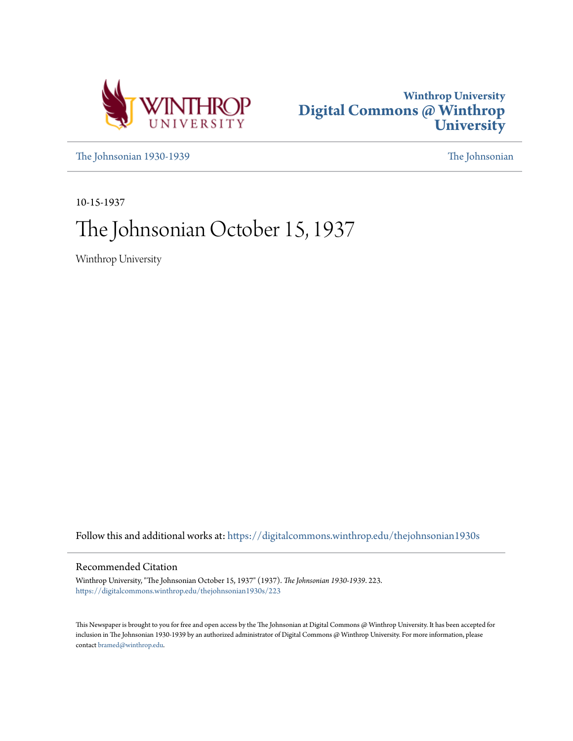Winthrop University
Digital Commons @ Winthrop University

The Johnsonian 1930-1939 | The Johnsonian

10-15-1937

# The Johnsonian October 15, 1937

Winthrop University

Follow this and additional works at: https://digitalcommons.winthrop.edu/thejohnsonian1930s

## Recommended Citation

Winthrop University, "The Johnsonian October 15, 1937" (1937). *The Johnsonian 1930-1939*. 223.
https://digitalcommons.winthrop.edu/thejohnsonian1930s/223

This Newspaper is brought to you for free and open access by the The Johnsonian at Digital Commons @ Winthrop University. It has been accepted for inclusion in The Johnsonian 1930-1939 by an authorized administrator of Digital Commons @ Winthrop University. For more information, please contact bramed@winthrop.edu.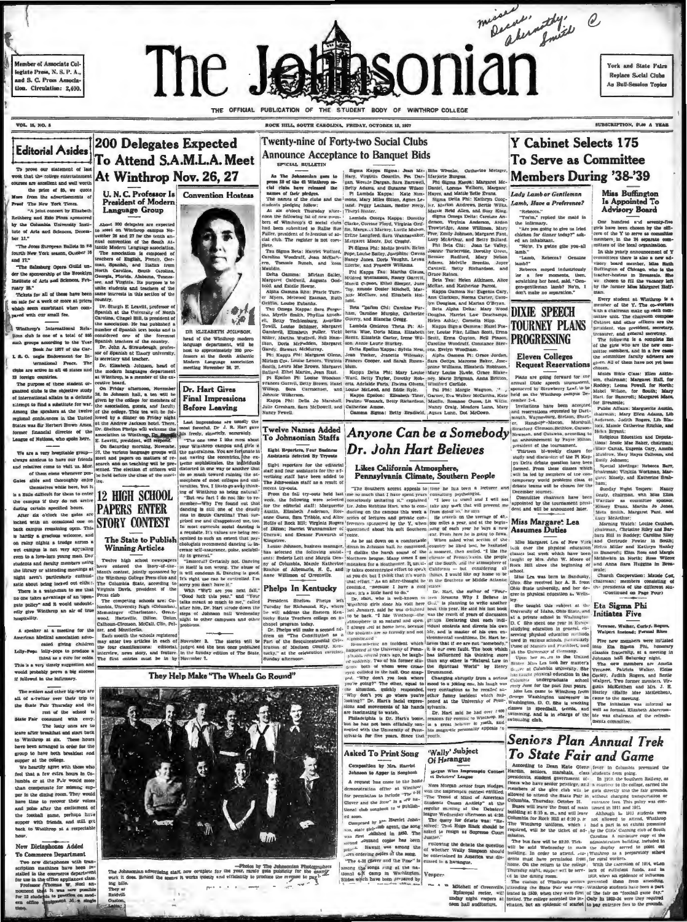Member of Associate Collegiate Press, N. S. P. A., and S. C. Press Association. Circulation: 2,400.

# The Johnsonian

York and State Fairs Replace Social Clubs As Bull-Session Topics

THE OFFICIAL PUBLICATION OF THE STUDENT BODY OF WINTHROP COLLEGE

VOL. 15, NO. 5 — ROCK HILL, SOUTH CAROLINA, FRIDAY, OCTOBER 15, 1937 — SUBSCRIPTION, $1.00 A YEAR

## Editorial Asides

To prove our statement of last week that the college entertainment courses are excellent and well worth the price of $5, we quote More from the advertisements of Proof The New York Times.

"A joint concert by Elizabeth Rethberg and Ezio Pinza sponsored by the Columbia University Institute of Arts and Sciences, December 21."

"The Jooss European Ballets in its fourth New York season, October 16 and 17."

"The Salzburg Opera Guild under the sponsorship of the Brooklyn Institute of Arts and Sciences, February 28."

Tickets for all of these have been on sale for a week or more at prices which seem exorbitant when compared with our small fee.

Winthrop's International Relations club is one of a total of 858 such groups according to the Year Book for 1937 of the Carnegie Endowment for International Peace. The clubs are active in all 48 states and 33 foreign countries.

The purpose of these student organized clubs is the objective study of international affairs in a definite attempt to find a substitute for war. Among the speakers at the twelve regional conferences in the United States was Sir Herbert Brown Ames, former financial director of the League of Nations, who spoke here.

We are a very hospitable group—always anxious to have our friends and relatives come to visit us. Most of them come whenever possible and thoroughly enjoy themselves while here, but it is a little difficult for them to enter the campus if they do not arrive during certain specified hours. After six o'clock the gates are locked with an occasional one on back campus remaining open. This is hardly a gracious welcome, and on rainy nights a trudge across a wet campus is not very appealing even to a love-lorn young man. Day students and faculty members using the library or attending meetings at night aren't particularly enthusiastic about being locked out either. There is a watchman to see that no one takes advantage of an "open gate policy" and it would undoubtedly give Winthrop an air of true hospitality.

A speaker at a meeting for the American Medical association advocated giving children Lolly-Pops lolly-pops to produce a thirst as a cure for colds. This is a very timely suggestion and would probably prove a big success if followed in the infirmary.

The seniors and other big-wigs are all of a-twitter over their trip to the State Fair Thursday and the rest of the school is State Fair consumed with envy. The lucky ones are to leave after breakfast and start back to Winthrop at six. These hours have been arranged in order for the group to have both breakfast and supper at the college.

We heartily agree with those who feel that a few extra hours in Columbia or at the Fair would more than compensate for missing supper in the dining room. They would have time to recover their voices and poise after the excitement of the football game, perhaps have supper with friends, and still get back to Winthrop at a respectable hour.

### New Dictaphones Added To Commerce Department

Two new dictaphones with transcription machines have been installed in the commerce department for use in the office appliances class. Professor Thomas W. Noel announced that it was now possible for 12 students to practice on modern office equipment at a single time.

## 200 Delegates Expected To Attend S.A.M.L.A. Meet At Winthrop Nov. 26, 27

### U. N. C. Professor Is President of Modern Language Group

About 200 delegates are expected to meet on Winthrop campus November 26 and 27 for the tenth annual convention of the South Atlantic Modern Language association.

The association is composed of teachers of English, French, German, Spanish, and Italian from North Carolina, South Carolina, Georgia, Florida, Alabama, Tennessee, and Virginia. Its purpose is to unite students and teachers of the same interests in this section of the country.

Dr. Sturgis E. Leavitt, professor of Spanish at the University of North Carolina, Chapel Hill, is president of the association. He has published a number of Spanish text books and is considered one of the foremost Spanish teachers of the country.

Dr. John A. Strausbaugh, professor of Spanish at Emory university, is secretary and treasurer.

Dr. Elizabeth Johnson, head of the modern languages department at Winthrop, is a member of the executive board.

On Friday afternoon, November 26, in Johnson hall, a tea will be given by the college for members of the association, guests, and faculty of the college. This tea will be followed by a dinner on Friday night at the Andrew Jackson hotel. There, Dr. Shelton Phelps will welcome the association to Winthrop. Dr. Sturgis E. Leavitt, president, will respond.

On Saturday morning, November 27, the various language groups will meet and papers on matters of research and on teaching will be presented. The election of officers will be held before the close of the meeting.

### Convention Hostess

DR ELIZABETH JOHNSON, head of the Winthrop modern language department, will be host to approximately 200 professors at the South Atlantic Modern Language association meeting November 26, 27.

## 12 High School Papers Enter Story Contest

### The State to Publish Winning Articles

Twelve high school newspapers have entered the Story-of-the-Month contest, jointly sponsored by the Winthrop College Press club and The Columbia State, according to Virginia Davis, president of the Press club.

The competing schools are: Columbia, University High (Columbus), Memminger (Charleston), Greenwood, Hartsville, Hilton, Union, Calhoun-Clemson, McCall, Clio, Pelzer, and Monticello.

Each month the schools registered may enter two articles in each of the four classifications: editorial, interview, news story, and feature. The first entries must be in by November 1.

November 3. The stories will be judged and the best ones published in the Sunday edition of The State.

## Dr. Hart Gives Final Impressions Before Leaving

Last impressions are usually the most forceful. Dr. J. R. Hart gave his freely, sincerely, accurately.

"The one thing I like most about your Winthrop campus and girls is the naturalness. You are fortunate in not having the eccentric, the exterior sophisticates, the individuals distorted in one way or another that we do so much toward ruining the atmosphere of most colleges and universities. Yes, I like to go walking of Winthrop as being natural."

"But we find I do not like to remember—Why I've found out that dancing is still one of the deadly sins in South Carolina! That surprised me and disappointed me, too. In most curricula social dancing is a requisite. It's values are being recognized to such an extent that psychologists recommend dancing to increase self-assurance, poise, sociability in general."

"Immoral? Certainly not. Dancing in itself is not wrong. The abuse of it will condemn it. Dancing is good. It's right use can be controlled. I'm sorry you don't have it."

With "We'll see you next fall," "Good luck this year," and "Your talks meant so much to me," called after him, Dr. Hart strode down the steps of Johnson hall Wednesday night to other campuses and other problems.

## Twenty-nine of Forty-two Social Clubs Announce Acceptance to Banquet Bids

SPECIAL BULLETIN

As The Johnsonian goes to press 29 of the 42 Winthrop social clubs have released the names of their pledges.

The names of the clubs and the students pledging follow:

At six o'clock Thursday afternoon the following list of new members of Winthrop's 42 social clubs had been submitted to Hallie Sue Fuller, president of federation of social clubs. The register is not complete.

Tau Sigma Beta: Harriet Wofford, Carolina Woodruff, Jean Woodward, Tommie Rumph, and Rosa Mauldin.

Delta Gamma: Miriam Bailey, Margaret Caldwell, Augusta Godbold, and Estelle Howze.

Alpha Gamma Rho: Pearle Turner Myers, Melwood Eastman, Ruth Griffin, Louise Eubanks.

Tau Omega Kappa: Sara Ferguson, Myrtle Smith, Phyllis Mitchell, Betty Techlenburg, Aveline Towill, Louise Schimer, Margaret Gambrell, Elizabeth Fuller, Vicki Miller, Martha Wofford, Nell Hamilton, Dora McFadden, Margaret Gardy, Stewart McMurray.

Phi Kappa Phi: Margaret Olens, Miriam Cox, Louise Lemon, Virginia Smith, Laura Mae Brown, Margaret Ballard, Ethel Martin, Jean Rast.

Pi Epsilon Pi: Louise Woodward, Frances Carroll, Betty Brown, Hazel Willson, Sara Carmichael, and Johnnie Wilkerson.

Kappa Phi: Della Jo Marshall, Julie Gresham, Sara McDowell, and Nancy Fewell.

Sigma Kappa Sigma: Jean McNary, Virginia Courtlin, Pet Dargan, Wessie Dargan, Sara Barnwell, Betty Adams, and Susanne Wilson.

Pi Lambda Kappa: Kate Nimmons, Mary Miles Sitton, Agnes Leland, Peggy Latham, Sadler Neely, Theryl Hester.

Lambda Omega Kappa: Dorothy Clarke, Corinne Floyd, Virginia Griffin, Margaret Mackey, Lucile Mason, Erline Langford, Sara Wannamaker, Margaret Moore, Dot Crosby.

Pi Sigma Phi: Mable Heath, Helen Pope, Louise Bailey, Josephine Owens, Nancy Jones, Doris Vaughn, Levisa Eberle, and Frances Williams.

Phi Kappa Tau: Martha Clauss, Mildred Williamson, Nancy Garrett, Moretta O'Quinn, Ethel Sleeper, June Toy, Emmie Dosier Mitchell, Marjorie McClure, and Elizabeth Hollins.

Beta Delta Chi: Caroline Parham, Caroline Murphy, Catherine Guerry, and Blanche Gregg.

Lambda Omicron Theta Pi: Alberta Wise, Doris Mims, Elizabeth Rentz, Elizabeth Carter, Irene Wilson, Annie Laurie Stuckey.

Delta Epsilon Kappa: Sylvia Ness, Jean Tucker, Jeanette Wilensky, Frances Cooper, and Sarah Rosenblum.

Kappa Delta Phi: Mary Louise Ward, Betty Taylor, Dorothy Roberts, Adelle Fuchs, Thelma Greene, Louise McLeod, and Edith Boyle.

Kappa Epsilon: Elizabeth Thrower, Pauline Womack, Betty Richardson, Catherine Amme.

Gamma Sigma: Betty Bradford, Bita Wheeler, Catherine Metzger, Marjorie Burgess.

Phi Sigma Kappa: Margaret McDaniel, Lorena Welborn, Margaret Hayes, and Mattie Belle Evans.

Sigma Delta Phi: Kathryn Coggins, Marion Andrews, Bertie Wilks, Mattie Reid Allen, and Suzy King.

Sigma Omega Delta: Caroline Anderson, Virginia Anderson, Arden Trowbridge, Anne Williams, Mary Pratt, Emily Johnson, Margaret Fant, Lucy McArthur, and Betty Ballard.

Phi Beta Chi: Joan Le Valley, Joanne Turberville, Dorothy Green, Bernice Radford, Mary Nelson Adams, Melville Breedin, Joyce Cantrell, Betty Richardson, and Grace Raines.

Beta Tau: Helen Atkinson, Alice McRae, and Katherine Parrot.

Kappa Gamma Nu: Eugenia Cary, Ann Clarkson, Norma Carter, Carolyn Douglass, and Marian O'Bryan.

Beta Alpha Delta: Mary Wood Douglas, Harriet Lee Deschamps, Helen Ashley, Cornelia Hipp.

Kappa Sigma Gamma: Hazel Foster, Louise Fike, Lillian Scott, Emma Scott, Emma Guyton, Nell Pinson, Caroline Woodruff, Constance Stevens, Evelyn Woodham.

Alpha Gamma Pi: Grace Jordan, Sara Godfrey, Marcene Baker, Josephine Williams, Elizabeth Robinson, Winifred Carlisle.

Pi Tau Phi: Margie Wagnon, ... Nancy Craig, Meadors Lunn, Mary Agnes Lunn, Dot McCown.

## Twelve Names Added To Johnsonian Staffs

### Eight Reporters, Four Business Assistants Selected By Tryouts

Eight reporters for the editorial staff and four assistants for the advertising staff have been added to The Johnsonian staff as a result of recent try-outs.

From the fall try-outs held last week, the following were selected for the editorial staff: Marguerite Austin, Elizabeth Anderson, Rosanne Guess, Sara Tribble, and Alice Hollis of Rock Hill; Virginia Rogers of Dillon; Harriet Wannamaker of Cheraw; and Eleanor Foxworth of Kingstree.

Louise Johnson, business manager, has selected the following assistants: Frederic Lott and Margie Denny of Columbia, Mamie Katherine Ritchie of Albemarle, N. C., and Anne Williamson of Greenville.

## Phelps In Kentucky

President Shelton Phelps left Tuesday for Richmond, Ky., where he will address the Eastern Kentucky State Teachers college on its chapel program today.

Dr. Phelps will make a second address on "The Constitution as a Part of the Sesquicentennial Celebration of Madison County, Kentucky" at the celebration exercises Sunday afternoon.

## They Help Make "The Wheels Go Round"

The Johnsonian advertising staff, now complete for the year, rarely gets publicity for the essential work it does. Behind the scenes it works quietly and efficiently to produce the revenue to pay the bills. They are Raidvill, Caston, ... —Photo by The Johnsonian Photographers

## Anyone Can be a Somebody Dr. John Hart Believes

### Likes California Atmosphere, Pennsylvania Climate, Southern People

"The Southern accent appeals to me so much that I have spent years consciously imitating it," explained Dr. John Robbins Hart, who is conducting on the campus this week a series of lectures and private conferences sponsored by the Y, when questioned about his soft Southern voice.

As he sat down on a comfortable divan in Johnson hall, he continued, "I dislike the harsh sound of the Northern brogue. Many times I am mistaken for a Southerner. It usually takes concentrated effort to speak as you do but I think that it's worth that effort." As an after-thought he added, "because I have a cold states you, it's a little hard to do."

Dr. Hart, who is well-known to Winthrop girls since his visit here last January, said he was delighted to be back. "I like Winthrop—the atmosphere is so natural and genuine. I always get at home here, because the students are so friendly and not sophisticated."

Reminiscing on an incident which happened at the University of Pennsylvania several years ago, he laughingly said, "Two of his former students, both of whom were cross-eyed, collided in the hall. One said, 'Why don't you look where you're going?' The other, equal to the situation, quickly responded, 'Why don't you go where you're looking?'" Dr. Hart's facial expressions and movements of his hands are fascinating to watch.

Philadelphia is Dr. Hart's home, but he has not been officially connected with the University of Pennsylvania for five years. Since that time he has been a lecturer and consulting psychologist.

"I love to travel and I will not take any work that will prevent me from doing so," he says.

He travels on the average of 40,000 miles a year, and at the beginning of each year he buys a new car. "For this year, he is going to Iowa.

When asked what section of the country he liked best, he hesitated a moment, then smiled. "I like the climate of Pennsylvania, the people of the South, and the atmosphere of California — but considering all things, I would like my home to be in the Southern or Middle Atlantic states."

Dr. Hart, the author of "Fourteen Reasons Why I Believe in God," is planning to write another book this year. He said his last book was the result of years of discussion groups. Declaring that each individual controls and directs his own life, and is master of his own environmental conditions, Dr. Hart believes that one is not "somebody." It is our own fault. The book which has influenced his thinking more than any other is "Natural Law in the Spiritual World" by Henry Drummond.

Changing abruptly from a serious mood to a joking one, his laugh was very contagious as he recalled another funny incident which happened at the University of Pennsylvania.

Dr. Hart said he had over 1,000 reasons for coming to Winthrop. He is a great believer in youth, and his magnetic personality appeals to youth.

## Asked To Print Song

### Composition by Mrs. Harriet Johnson to Appear in Songbook

A request has come to the home demonstration office at Winthrop for permission to include "The 4-H Clover and the Rose" in a new national club songbook to be published soon.

Composed by Mrs. Harriet Johnson, state girls' club agent, the song was first published in 1930. The second revised copies has been printed. Hawaii was among the ... ordering copies of the song.

"The 4-H Clover and the Rose" is among the songs sung at the National 4-H camp in Washington. Slides which have been prepared by ...

## 'Wally' Subject Of Harangue

### Morgan Wins Impromptu Contest At Debaters' League

Nora Morgan, senior from Hodges, won the impromptu contest entitled, "The Trend of Mind of American Students Causes Anxiety" at the regular meeting of the Debaters' league Wednesday afternoon at 4:30.

The query for debate was: "Resolved: That Hugo Black should be made to resign as Supreme Court Justice."

Following the debate the question of whether Wally Simpson should be entertained in America was discussed in a harangue.

## Vespers

... Mitchell of Greenville, Episcopal rector, will ... Sunday night vespers at ... main hall auditorium.

## Y Cabinet Selects 175 To Serve as Committee Members During '38-'39

### Lady Lamb or Gentleman Lamb, Have a Preference?

"Rebecca."

"Yes'm," replied the maid in the infirmary.

"Are you going to give us fried chicken for dinner today?" asked an inhabitant.

"No'm. I's gwine give you-all lamb."

"Lamb, Rebecca? Genuine lamb?"

Rebecca moped industriously for a few moments, then, scratching her head, said, "Genger-gentleman lamb? No'm, I don't make no separation."

### Miss Buffington Is Appointed To Advisory Board

One hundred and seventy-five girls have been chosen by the officers of the Y to serve as committee members in the 24 separate committees of the local organization.

In their yearly announcement of Y committees there is also a new advisory board member, Miss Ruth Buffington of Chicago, who is the teacher-hostess in Breazeale. She was chosen to fill the vacancy left by the former Miss Margaret Hoffman.

Every student at Winthrop is a member of the Y. The co-workers with a chairman make up each committee unit. The chairmen compose Cabinet and other officers are the president, vice president, secretary, treasurer, and general secretary.

The following is a complete list of the girls who are the new committee members, and in a few cases the committee faculty advisers are given. All of them have not yet been chosen.

Maids Bible Class: Ellen Atkinson, chairman; Margaret Hall, for Roddey; Leona Powell, for North; Mabel Wilson, for South; Mary Hart for Bancroft; Margaret Mace, for Breazeale.

Public Affairs: Marguerite Austin, chairman; Mary Ellen Adams, Lili Andersen, Judith Rogers, Lib Blalock, Mamie Catherine Ritchie, and Helen Bryant.

Religious Education and Organizations: Ernie Mae Baker, chairman; Blair Canak, Eugenia Cary, Amelia Andrews, Mary Hayes Calhoun, and Emily Johnson.

Special Meetings: Rebecca Barr, chairman; Virginia Workman, Margaret Mosely, and Katherine Graham.

Sunday Night Vespers: Nancy Gealy, chairman, with Miss Eliza Wardlaw as committee sponsor; Evelyn Evans, Martha Jo Jones, Meta Smith, Margaret Pant, and Lucy McArthur.

Morning Watch: Louise Couthen, chairman, Christine Riley and Barbara Hill in Roddey; Caroline Riley and Gertrude Fowler in South; Helen Miller and Kathryn Hanley in Bancroft; Ellen Ross and Margaret McMekin in North; Rose Wilcox and Anna Sara Huggins in Breazeale.

Church Cooperation: Maude Coe, chairman; members consisting of the presidents of the different stu- (Continued on Page Four)

## DIXIE SPEECH TOURNEY PLANS PROGRESSING

### Eleven Colleges Request Reservations

Plans are going forward for the annual Dixie speech tournament, sponsored by Strawberry Leaf, to be held on the Winthrop campus December 2-4.

Invitations have been accepted and reservations requested by Dartmouth, Waynesburg, Stetson, Shorter, Randolph-Macon, Marshall, Stratford, Clemson, Erskine, Carson-Newman, and Catawba, according to an announcement by Fayre Hilton, president of the tournament.

Thirteen bi-weekly classes for study and discussion of the Pi Kappa Delta debate question have been formed. From these classes which will be led by members of the contemporary world problems class, 40 debate teams will be chosen for the December tourney.

Committee chairmen have been appointed by the tournament president and will be announced later.

## Miss Margaret Lea Assumes Duties

Miss Margaret Lea of New York took over the physical education classes last week which have been taught by Mrs. John W. Moore of Rock Hill since the beginning of school.

Miss Lea was born in Sandusky, Ohio. She received her A. B. from Ohio State university, and her degree in physical education at Wellesley.

She taught this subject at the University of Idaho, Ohio State, and at a private school in Washington, D. C. She spent one year in Europe studying education in general, observing physical education methods used in various schools, particularly those of Munich and Frankfort, and at the University of Germany.

Upon her return to the United States Miss Lea took her master's degree at Columbia university. She has taught physical education in the Columbia undergraduate school every June for the past four years.

Miss Lea came to Winthrop from George Washington university in Washington, D. C. She is teaching classes in speedball, tennis, and swimming, and is in charge of the swimming club.

## Eta Sigma Phi Initiates Five

### Veronee, Walker, Corley, Rogers, Walpert Invited; Formal Rites

Five new members were initiated into Eta Sigma Phi, honorary classics fraternity, at a meeting in Johnson hall Saturday night.

The new members are Amelia Veronee, Patricia Walker, Eloise Corley, Judith Rogers, and Bettie Walpert. Two former members, Virginia McKeithen and Helen J. E. Henley (Hallie Mae McKeithen), came to the meeting.

The initiation was informal as well as formal. Elizabeth Abercrombie was chairman of the refreshments committee.

## Seniors Plan Annual Trek To State Fair and Game

According to Dean Kate Glenn Hardin, seniors, marshals, class presidents, student government officers who have senior privilege, and members of the glee club will be allowed to attend the State Fair in Columbia, Thursday, October 21.

Buses will leave the front of main building at 8:15 a. m., and will leave Columbia for Rock Hill at 6:30 p. m.

The bus fare will be $2.20. Tickets will be sold Wednesday in main building. In order to attend, students must have permission from home. On the return to the college Thursday night, supper will be served in the dining room.

The custom of Winthrop seniors attending the State Fair was originated in 1899, when they were first invited. The college accepted the invitation, but an epidemic of scarlet fever in Columbia prevented the trip.

In 1910 the Southern Railway, as a courtesy to the college, carried the girls directly into the fair grounds, without charging transportation or entrance fees. This policy was continued in 1911 and 1912.

Although in 1911 students were not allowed to attend, Winthrop had a part in an exhibit presented by the Girls' Canning club of South Carolina. A miniature copy of the administration building, included in the display served to point out Winthrop as a preparatory school for rural workers.

With the exception of 1914, when lack of sufficient funds, and in 1918, when an epidemic of influenza ... the fair on "football game day," Winthrop students have been a part ... prevented them from attending. Only in 1932-36 were they required to pay entrance fees to the grounds.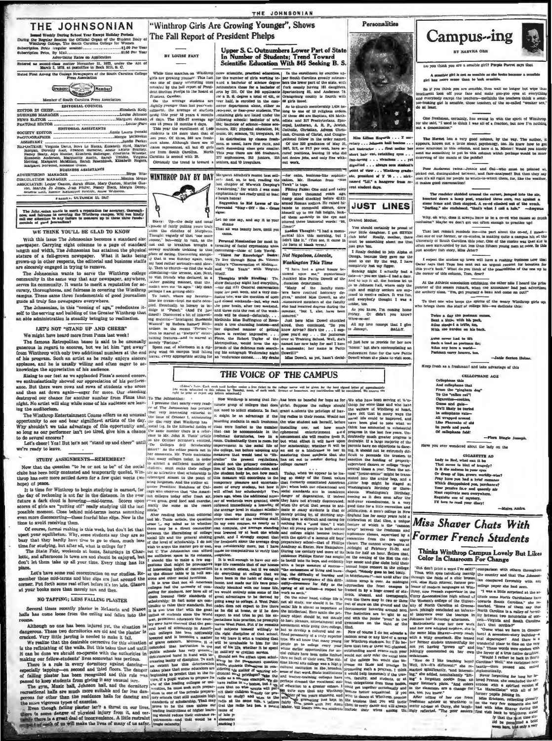# THE JOHNSONIAN

Issued Weekly During School Year Except Holiday Periods
During the Regular Session the Official Organ of the Student Body of Winthrop College, The South Carolina College for Women

Subscription Price (regular session)............$1.00 Per Year
Subscription Price, By Mail.........................$1.50 Per Year

Advertising Rates on Application

Entered as second-class matter November 21, 1923, under the Act of March 3, 1879, at postoffice in Rock Hill, S. C.

Rated First Among the College Newspapers of the South Carolina College Press Association

Member of South Carolina Press Association

### EDITORIAL COUNCIL

EDITOR IN CHIEF.............................................Elizabeth Kelly
BUSINESS MANAGER.........................................Louise Johnson
NEWS EDITOR...................................................Margaret Altman
FEATURE EDITOR...................................................Louise Fant

### EDITORIAL ASSISTANTS

SOCIETY EDITOR..........................................Annie Laurie Donald
PHOTOGRAPHER...........................................Margie McMeekin
ASSISTANT......................................................Jeddie Parker
REPORTERS: Virginia Davis, Hoyt La Hucks, Elizabeth Byrd, Harriet Morgan, Dorothy Hall, Frances Barnette, Annie Laurie Stuckey, Nancy Beaty, Alys Hunter, Elizabeth Ballenger, Charlotte Wheeler, Elizabeth Anderson, Marguerite Austin, Sarah Tribble, Virginia Herring, Margaret McMillan, Sarah Rosenblum, Elizabeth Rogers, Margaret Norwood, Jeanette Oliver.

### BUSINESS ASSISTANTS

ADVERTISING MANAGER.......................................Birge Wise
CIRCULATION MANAGER......................................Monica Mrega
ASSOCIATES: Louise Coston, Sarah Shine, Mary Gaston, Martha Gaston, Martha Jo Jones, Jean Pfeifer, Nancy Black, Marylu Denny, Octavia Last, Nannie Katherine Ratcliffe, Annie Williams.

FRIDAY, OCTOBER 15, 1937

The Johnsonian wants to merit a reputation for accuracy, thoroughness, and fairness in covering the Winthrop campus. Will you kindly call our attention to any failure to measure up to these three fundamentals of good journalism?

## WE THINK YOU'LL BE GLAD TO KNOW

With this issue The Johnsonian becomes a standard size newspaper. Carrying eight columns to a page of standard length and width, The Johnsonian has attained the physical stature of a full-grown newspaper. What it lacks being grown-up in other respects, the editorial and business staffs are sincerely engaged in trying to remove.

The Johnsonian wants to serve the Winthrop college community in the same way that any newspaper, anywhere, serves its community. It wants to merit a reputation for accuracy, thoroughness, and fairness in covering the Winthrop campus. These same three fundamentals of good journalism guide all truly fine newspapers everywhere.

The Johnsonian, in this "coming of age," rededicates itself to the serving and building of the Greater Winthrop that an able administration is steadily bringing to realization.

## LET'S NOT "STAND UP AND CHEER"

We might have heard more from Pinza last week!

The famous Metropolitan basso is said to be unusually generous in regard to encores, but we let him "get away" from Winthrop with only two additional numbers at the end of his program. Such an artist as he really enjoys abundant applause, and he is usually willing and often eager to acknowledge the appreciation of his audience.

Rising to our feet as we applauded Pinza's second encore, we enthusiastically showed our appreciation of his performance. But there were rows and rows of students who arose and then sat down again—eager for more. Our standing destroyed our chance for another number from Pinza that night. No artist will sing while some of his audience are leaving the auditorium.

The Winthrop Entertainment Course offers us an unusual opportunity to see and hear significant artists of the day. Why shouldn't we take advantage of this opportunity and, so long as our performer isn't too tired, give him a chance to do several encores?

Let's cheer! Yes! But let's not "stand up and cheer" until we're ready to leave.

## STUDY ASSIGNMENTS—REMEMBER?

Now that the question "to be or not to be" of the social clubs has been hotly contested and temporarily quelled, Winthrop has once more settled down for a few quiet weeks (we hope) of peace.

It is time for Winthrop to begin studying in earnest, for the day of reckoning is not far in the distance. In the near future a dark cloud is hovering—mid-terms. Scores upon scores of girls are "putting off" really studying till the last possible moment. Close behind mid-terms looms something even more disconcerting—those fearful blue slips. Now is the time to avoid receiving them.

Of course, formal rushing is this week, but don't let that upset your equilibrium. Why, some students say they are so busy that they hardly have time to go to class, much less time for studying, but after all, what is college for?

The State Fair, weekends at home, Saturdays in Charlotte, and afternoons in town are and should be enjoyed, but don't let them take up all your time. Every thing has its place.

Let's have some real concentration on our studies. Remember those mid-terms and blue slips are just around the corner. Put forth some real effort before it's too late. Glance at your books more than merely now and then.

## NO TAPPING; LESS FALLING PLASTER

Several times recently plaster in McLaurin and Nance halls has come loose from the ceiling and fallen into the rooms.

Although no one has been injured yet, the situation is dangerous. These two dormitories are old and the plaster is cracked. Very little jarring is needed to make it fall.

We realize that the desirable corrective for this situation is the refinishing of the walls. But this takes time and until it can be done we should co-operate with the authorities in making our fellow-students' lives somewhat less perilous.

There is a rule in every dormitory against dancing—especially tapping—on second and third floors. The danger of falling plaster has been recognized and this rule was passed to keep students from giving it any unusual jars.

The gym, Music hall, Johnson hall, and the dormitory recreational halls are much more suitable and far less dangerous for other than the residence halls for dancing and the more vigorous types of exercise.

Even though falling plaster isn't a threat on our lives, there is some danger of physical injury from it, and certainly there is a great deal of inconvenience. A little restraint on the part of us all will make the lives of many of us safer.

# "Winthrop Girls Are Growing Younger", Shows The Fall Report of President Phelps

BY LOUISE FANT

While time marches on Winthrop girls are growing younger. This fact was one of many interesting ones revealed by the fall report of President Shelton Phelps to the Board of Trustees October.

On the average students are slightly younger than last year's enrollment, the average of students being this year 18 years 4 months 16 days. The 1936-37 average age was 18 years 10 months 8 days.

This year the enrollment of 1,469 students is 124 more than that of last year. Of these, 565 are freshmen alone. Although there are 12 states represented, all but 63 girls are from South Carolina. North Carolina is second with 39.

Obviously the trend is toward a more scientific, practical education, for the number of girls working toward a bachelor of science degree outnumbers those for a bachelor of arts by 251. Of the 565 applicants for a B. S. degree a total of 421, or over half, is enrolled in the commerce department alone, either as two-year or four-year students. The remaining girls are listed under the following schools: bachelor of arts, 404; bachelor of science—home economics, 239; physical education, 54; music, 59; science, 72; irregulars, 10.

In distribution by classes freshmen, as usual, have first rank, and each succeeding class gets smaller. This year there are 595 freshmen, 377 sophomores, 282 juniors, 235 seniors, and 10 irregulars.

## Upper S. C. Outnumbers Lower Part of State In Number of Students; Trend Toward Scientific Education With 845 Seeking B. S.

In the enrollment by counties upper South Carolina greatly outnumbers the lower part of the state, with York county having 161 daughters. Spartanburg 81, and Anderson 74. Orangeburg county is fourth with 69 girls listed.

As to church membership 1,424 belong to one of 12 religious orders. Of these 464 are Baptists, 434 Methodists, and 317 Presbyterians. Episcopal, Lutheran, A. R. P., Jewish, Catholic, Christian, Advent Christian, Church of Christ, and Congregational follow in the order named.

Of the 322 graduates of May 31, 1937, 317, or 97.7 per cent, have secured positions, leaving 12 who did not desire jobs, and only five without work.

## WINTHROP DAY BY DAY

Diary: Up—the daily and usual episode of fairly pulling yourself from the clutches of Morpheus. Thought vaguely of that "one more minute" but—only in vain, so the mad call to breakfast brought a drowsy multitude trekking to that place of eating. Discovering abruptly that it was Sunday again, took my food rather seriously—and slowly. Then to church—to find the sermon stimulating—the sermon, also. Next, to visit friends who declared, in a rather grabbing manner, that the radio's were "in agree" (they dem perhaps I am getting old!)

To lunch, where my favorite—lime ice cream—kept me quite occupied. Eventually, to library to indulge in "Punch." (And I'd just dined!) Discovered a bit of interesting material—"Intelligent Husbands Wanted" by Eudora Ramsey Richardson in the recent "Forum"—then to marvel at "Harper's" entertaining features—and to marvel at merely "Fortune."

Spent rest of afternoon in a sizzling wind on campus 'mid blazing leaves. (Very appropriate setting for Margaret Mitchell's recent best seller!) And so, to bed, reading last chapter of Warwick Deeping's "Awakening," for which I was most emphatically not ready until at least 2 hours hence!

Suggestion to Kid Lawns of the Perennial "Stay-Off-the-Grass" signs:

Let no one say, and say it to your shame
That all was beauty here, until you came.

Personal Nomination for most interesting of facial expressions while conversing—those of Lois Young.

"Dates" for Knowledge Deans: To live through Edna St. Vincent Millay's "Conversation at Midnight" and "The Years" with Virginia Woolf.

Thoughts While Strolling: The show Saturday night and everything. —tor did it?) General conversation topic for past week, and a very confusing one, was the question of open and closed weekends—but, why not, the poor brain, after two weekends. And three cuts the rest of the weekends will be closed—definitely... Methinks Miss Buffington of Brest-lee's a true charming hostess—and her dignified manner of getting places is rather impressive...

Pinza, the Robert Taylor of the Metropolitan, would form the approach of the delirious mob searching his autograph Wednesday night an "endurance contest"... My deaf—for calm, business-like sophistication. Mr. Houston from "4400 Yawk" is tops.

Fitting Fable: One cold and rainy day three thousand years ago, Aesop stood shackled before 43,671 armed Roman soldiers. He raised his hands to command silence, drew himself up to his full height, looked them squarely in the eye and uttered these immortal words: "Hi, Ctesar!"

Sudden Thought: "I had a monumental idea this morning, but I didn't like it." (Yes son, it came in the form of blank verse.)

## Not Napoleon, Lincoln, Washington This Time

"I have had a great honor bestowed upon me," mysteriously chuckled Miss Pattie Dowell of the education department.

"Many of the faculty members have received honorary degrees," smiled Miss Dowell, as she enumerated members of the faculty who had received degrees during the summer, "but I, also, have been honored."

Just here Miss Dowell chuckled aloud, then continued, "Do you know Arrie? She's the . . . I suppose you'd say . . . the janitoress at Training School. Well, she's named her new baby for me! I have a namesake; her name is Pattie Dowell!"

Miss Dowell, as yet, hasn't decided just how to provide for her new "honor," but she's contemplating an endowment fund for the new Pattie Dowell whom she plans to visit soon.

# THE VOICE OF THE CAMPUS

(Editor's Note: Each week until further notice a free ticket to the college movie will be given for the best signed letter of approximately 100 words submitted to this column by Tuesday noon, of each week. Serious or humorous, any contribution will be considered. We reserve the right to print or reject any letters submitted.)

To The Johnsonian:

I presume that nearly every reader of The Johnsonian has perused that very interesting editorial in the issue of October 1, announcing the day the very that Winthrop has social tag. In the editorial Ashes of the same number there is a reference to Mr. John R. Tunis' article in the October Scribner's entitled, "Do Colleges Sell Scholarship Short?" As the editor points out in her comments Mr. Tunis maintains that many colleges today, in order to attract a sufficient number of students, must make their college life so attractive that scholarship is submerged almost to the point of being forgotten. And the author also quotes President Hutchins of Chicago who observes that "the American colleges today offer fresh air, green grass, good food and exercise, exactly the same as the resort hotels."

After reading both that editorial and Mr. Tunis article, the question arose in my mind as to whether there may be a direct connection between the liberalizing of college social life and the general sinking of the level of scholarship. I do not wish to argue the matter pro or con, but if The Johnsonian can afford me sufficient space in its columns, I should like to make a few suggestions that might be provocative of interesting topics of conversation at the dinner table or in bull sessions and other social contacts.

It is true that not all American colleges feel the necessity of competing for students, nor have all of them lowered their standards of scholarship; in fact some are continuing to raise their standards. But it is also true that with the great influx of students since the World War, prominent educators the country over have observed that the general level of scholarship in American colleges has been noticeably lowered and is becoming a matter of grave concern. Moreover, it is conceded that instruction in the public schools has very generally deteriorated hand in hand with increasing laxity of discipline. To such an extent has this deterioration taken place that some educators are beginning to predict that in the future, if a pupil wishes to prepare for one of the leading colleges or universities, he must seek such preparation in one of the private preparatory schools that still maintain high standards of scholarship. That may prove to be the case unless our leading institutions of higher learning should reduce their entrance requirements—and that would be a tragic calamity!

Now Winthrop is among that fortunate group of colleges that does not need to solicit students. In fact it might be an advantage if the boarding students in each freshman class were limited to the number that can be accommodated in the freshman dormitories, two in a room. Undoubtedly there is room for improvements in the social life of the college, but before adopting any measures that would tend to "liberalize" the present regulations, should not the primary consideration of both the administration and the student body be, not how much this measure will contribute to the temporary pleasure and entertainment of every student, but how it will effect her scholarship? Two years ago, when the additional number of weekends were granted, there followed immediately a lowering of the average level in student scholarship that was plainly evident to every member of the teaching staff. In my own courses, as nearly as I can compute, the average standing was lowered by at least one whole grade, and I strongly suspect that the same thing was true in other freshman courses. The average drop was considerably more, but I have made no computations as to individual pupils.

It is well enough to have our college life resemble that of our homes to a certain extent, but if we could do everything at college that we have been in the habit of doing at home, and make our life here practically identical with our home life, we would entirely miss some of the great advantages to be derived by going away to college. A West Point cadet does not expect to live there as he did at home, or if he does expect to be is in for a rude awakening. In fact, that is why the training at West Point is so valuable—the rigid discipline of that school. He will leave it with a training that will be invaluable to him for the rest of his life, whether it be spent in military or civilian service.

Should not the effect upon scholarship be the paramount question which students themselves in considering this matter of securing additional social privileges? Take the radio as a concrete example. Certainly the radio has its place in a home, but I am sure that no one would wish to permit their children to study or prepare their lessons at home with the radio at the same time. I believe that the radio has been as harmful to boys as for girls. Suppose the college should grant students the privilege of having radios in their rooms. Would not the wise student ask herself, before installing one, not how much ephemeral entertainment and amusement she will receive from it, but what effect it will have upon her scholarship; whether it will be an aid or a hindrance to her in mastering those subjects that she has set out to master during her college career?

Today, when we appear to be losing so many of the finest values that formerly constituted American life; when both our educational and social standards are in imminent danger of degeneration, if indeed they have not already degenerated; when the trend that seems to animate so many students is that of merely getting by, of shirking anything that is difficult and caring for nothing but a "good time," is it not vital that all young people in both school and college might become imbued with the spirit of a famous old boys' preparatory school—that of Phillips Academy at Exeter, New Hampshire. During the century and more of its existence Phillips Exeter has sought to instill into its boys, and evidently with a large measure of success—"the seriousness of living and learning, the difficulty of learning and the unwillingness to ignorance, and the willing acceptance of this difficulty—reverence for duty as the spring of all actions—a respect for work as such."

On the other hand, college life is not all study, nor should it be. The social life is almost as important as the intellectual. Here again the primary object should be, not merely to have pleasure, entertainment and amusement while going thru college, but to develop a cultured and refined personality of a truly superior type. We all know that many young people go to college every year whose earlier opportunities for social culture have been quite limited thru no fault of their own. The object that liberal arts colleges was a higher cultural institution in the broadest sense of that word. State institutions and teachers' colleges have been perhaps stressed the vocational side of education to a greater extent. I quite agree that this Winthrop has been doing so for ten years standing, and will continue to do so. I believe that the graduating has had its fairly comparable, growth with Pro Alma Mater, will realize that we students include their wives among the

We who have been serving at Winthrop for some time and who have the welfare of Winthrop at heart, have felt that in many ways the social life could be improved, and have been glad to note what we think has amounted to substantial progress in the last few years. Undoubtedly much greater progress is desirable. If a large majority of the parents have no objections to dancing, it should not be extremely difficult to persuade the trustees to sanction the holding of properly-supervised dances or college "hops" several times a year. Then the annual "junior-senior" might be transmuted into the senior hop, and a junior hop might be staged at Washington's Birthday or thereabouts. Washington's Birthday, coming as it does soon after the mid-year examinations, is a very good time for a little recreation and jollification. A men's college in New England has for many years held a celebration at that time, a unique feature of which is the "cannon scrap" between the freshmen and sophomore classes, supervised by a committee from the two upper classes. The cannon scrap begins at midnight of February 21-22, and lasts for half an hour. Before that, on the evening of the 21st the college music and glee clubs hold their annual home concert in the college chapel. "Nobody goes to bed early in Middletown!"—not until after the cannon scrap is over. As midnight approaches the front campus is framed in by a huge crowd of students, alumni, and townspeople, even the thermometer hovering around zero. The trustees are lucky to get a foot of snow on the ground and the thermometer hovering around zero. Ditto for Winthrop, but I do believe that the contests as hectic as the hair as all through with the Junior "prom" in the gymnasium on the night of the 22nd.

Now of course I do not advocate a cannon scrap or any kind of a scrap for Winthrop students. But I do believe that two or three well-planned, outstanding social events each year would not only raise the social tone of the college but would also increase its tradition and prestige in promoting such a program. I think it would help immensely if the trustees, faculty, and students, or at least delegations from these bodies, could get together occasionally and become better acquainted. If you went to dances at Winthrop, provided the trustees that you will invite them to every dance and will always include their wives among the

# Personalities

Miss Lillian Hogarth . . . Y secretary . . . Johnson hall business . . . art instructor . . . first notice her short hair-cut, twinkling eyes . . . fun-loving . . . vivacious . . . yet dignified . . . always sees student's point of view . . . Winthrop graduate, president of Y '26 . . . nicknamed "Lil," a hangover from recent student days.

# JUST LINES

Dearest Mother,

You should certainly be proud of your little daughter. I got SEVEN club bids! Really, mother, there must be something about me that just gets 'em.

I finally decided to join Alpha et Omega, because they gave me the most to eat. By the way, I have completely lost my figger.

Sunday night I actually had a date—if you are that—I had a date. And to top it all, the hostess let us go to Johnson hall, where only the high and mighty seniors are supposed to receive callers. It was fun, and everybody thought I was a senior, too.

As you know, I'm coming home Friday. Or didn't you know? Wire-er-er!

All my love (except that I give to Jimmy),

SALLY.

# Campus--ing

BY MARTHA ORR

Do you think you are a sensible girl? Purple Parrot says that

A sensible girl is not as sensible as she looks because a sensible girl has more sense than to look sensible.

So if you think you are sensible, then wait no longer but wipe that intelligent look off your face and make goo-goo eyes at everything and everybody except the teachers—mebbe the teachers think a sensible-looking girl is sensible, those teachers of the so-called "weaker sex," do at least.

One freshman, certainly, has swung in with the spirit of Winthrop for she said, "I used to think I was all of a fraction, but now I'm nothing but a denominator."

The Hornet has a very good column, by the way. The author, it appears, knows not a little about psychology, too. He knew how to get some attention to this column, and here it is. Mister! Would you kindly send me something to put in this column which perhaps would be more deserving of the hands of the public?

Poor Anderson twins—Jennie and Cal—who must be painted at, picked out, distinguished between, and face-analysed! But then they say that it's all right for people to whom-to-which-them, for, like the weather, it makes good conversation!

The roadster skidded around the corner, jumped into the air, knocked down a lamp post, smashed three cars, ran against a stone fence and then stopped. A co-ed climbed out of the wreck. "Darling," she exclaimed, "that's what I call a kiss." —Awgwan

Why, oh why, does it always have to be a co-ed who causes so much confusion? Maybe we don't get out often enough to practice up!

That last remark reminds me—the part about the co-ed, I mean—that one of our former, or ex-visitors, is making quite a campus hit at the University of South Carolina this year. One of the visitors—we just like to. She is often seen surrounded by not less than fifteen young men at once. Is this just another fish story, Miss Jeter?

I expect the studios up town will have a rushing business now that Oscar says that Tupa has sent out an urgent request for beauties for this year's book. What do you think of the possibilities of the one up in the corner of this column, Tom, dear?

At the Athletic association exhibition the other nite I heard the prize punster of the season remark, when the announcer had just advertised the archery class, "Yes, get yourself a beau and come on out!"

To that one who keeps the spirits of the weary Winthrop girls up, who brings them the staff of college life—we dedicate this:

Twice a day the postman comes,
Bent a little, with his pack,
Alias stooped a trifle, too,
With the burden on his back.

Alas never had to lift
Such a load as postmen do;
Alias any bore a world—
Postmen carry heaven, too.

—Janie Saxton Holme.

Keep fresh as a freshman and take advantage of this

**CELLOPHANE AGE**

Cellophane this
And cellophane that
From the "gingham dog"
To the "calico cat"!
Cigarettes—cookies,
Gums and gals—
We'll likely be buried
In cellophane vale—
All wrapped around
Like Pharaohs of old
In yards and yards
Of cellophane fold!

—Flora Dingle Joseph.

Have you ever wondered about the lady on the

**CIGARETTE AD**

Lady in Red, what can it be
That seems to hint of tragedy?
Is it the sadness in your eyes
Or droop of lips, grown worldly-wise?
Pray have you had a brief romance
Which disappointed you, perchance?
Your pensive face and melancholy air
Must captivate men everywhere.
Exquisite one of mystery,
I'd love to read your diary!

—Maira Andra

# Miss Shaver Chats With Former French Students

## Thinks Winthrop Campus Lovely But Likes Color In Classroom For Change

"But don't print a word I've said!" Thus, with eyes twinkling merrily through the folds of a chic brown veil, Miss Ruth Shaver, former professor of modern languages at Winthrop, now French supervisor in the Curry demonstration high school of the Woman's college of the University of North Carolina at Greensboro, jokingly concluded an informal interview over the teacups in Johnson hall Saturday afternoon.

Enthusiastic over her new work and her new adopted nephew, she is the same Miss Shaver—every ready with a witty comeback. She teased her former students unmercifully for not yet having "grown up" and jokingly commented on her own sedateness.

"How do I like teaching boys? Well, it's different!" she responded naturally and interestingly," she added, nonchalantly "Life's a forgotten puddle from an exam on the subject," and, and ever interesting, always more "in the classroom are a change for me, too, you know."

After telling of her rise from freshman adviser at Winthrop to senior adviser at Curry, she laughingly reflected, "The poor seniors comparison with others throughout the country and that The Johnsonian compared favorably with any college paper she had seen.

"I was a little surprised at the attitude some North Carolinians have towards South Carolina," she remarked. "Some of them say that North Carolina is a valley of humility between two mountains of conceit—Virginia and South Carolina. Isn't that terrible?"

"Guess what we have in Greensboro! A seventeen-story building—a real skyscraper! And there is a wonderful place to dine on the very top." These words were spoken with the fervor of a true native daughter.

"Would I rather be back in South Carolina? Well," she confessed reluctantly—then paused and moved diplomatically.

Never forgetting her long for her loved France, she concluded the afternoon with a spirited version of "La Marseillaise" with all of her former pupils joining in.

Miss Erickson, reflecting gloomily on the very few moments she had with Miss Shaver during this first visit back to Winthrop, stated that the last time she had been at Winthrop was only a very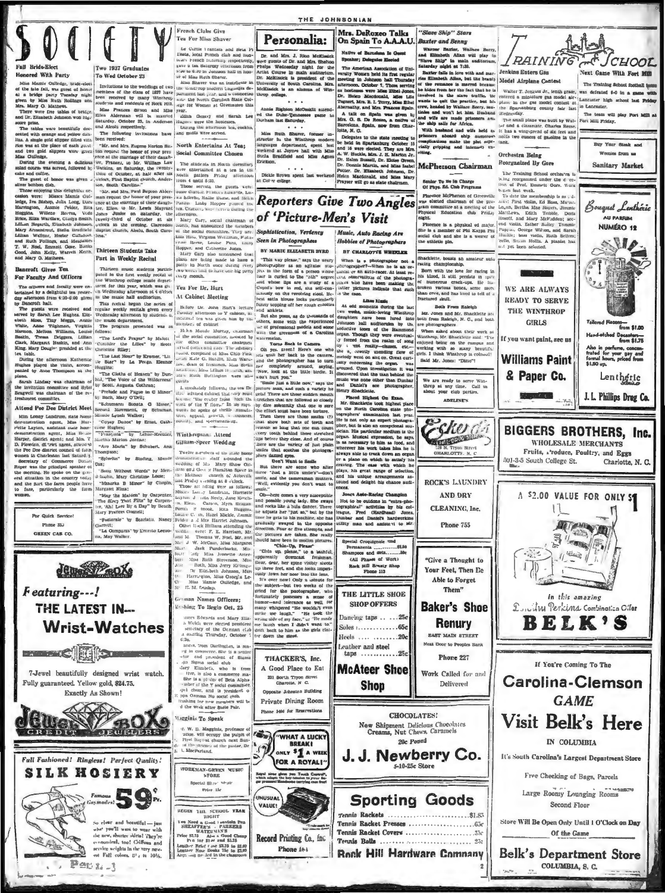# SOCIETY

## Fall Bride-Elect Honored With Party

Miss Mamie Gulledge, bride-elect of the late fall, was the guest of honor at a bridge party Tuesday night given by Miss Ruth Rollings and Mrs. Mary O. Mathews.

There were five tables of bridge, and Dr. Elizabeth Johnson won high score prize.

The tables were beautifully decorated with orange and yellow dahlias. A single gold slipper filled with rice was at the place of each guest and two gold slippers were given Miss Gulledge.

During the evening a delicious salad course was served, followed by cake and coffee.

The guest of honor was given a silver bonbon dish.

Those enjoying this delightful occasion were: Misses Mamie Gulledge, Iva Bishop, Julia Long, Dora Harrington, Annie Felder, Rita Huggins, Willene Reeves, Vida Brice, Eliza Wardlaw, Gladys Smith, Lillian Bogarth, Elizabeth Johnson, Mary Armentrout, Stella Bradfield, Lillian Walker, Hester Callahan, and Ruth Rollings, and Mesdames T. W. Noel, Emmett Gore, Banks Good, John Kelly, Warren Keith, and Mary O. Mathews.

## Bancroft Gives Tea For Faculty And Officers

The officers and faculty were entertained by a delightful tea yesterday afternoon from 4:30-6:00 given by Bancroft hall.

The guests were received and served by Sarah Lee Hughes, Elizabeth Moss, Tiny Meggs, Annie White, Anne Tilghman, Virginia Harmon, Melissa Williams, Louise Baskin, Tressa Driggers, Lillian Clark, Margaret Haskin, and Ann King. Mary Douglas presided at the tea table.

During the afternoon Katherine Hughes played the violin, accompanied by Anne Thompson at the piano.

Sarah Lindsay was chairman of the invitation committee and Sybil Bragwell was chairman of the refreshment committee.

## Attend Pee Dee District Meet

Miss Lonny Landrum, state home demonstration agent, Miss Harriette Layton, assistant state home demonstration agent, Miss Harper, district agent; and Mrs. P. D. Plowden, district agent, attended the Pee Dee district council of farm women in Charleston last Saturday.

Secretary of Commerce Daniel Roper was the principal speaker of the meeting. He spoke on the general situation in the country today and the part the farm people have to face, particularly the farm women.

For Quick Service!
Phone 33J
GREEN CAB CO.

## Two 1937 Graduates To Wed October 23

Invitations to the weddings of two members of the class of 1937 have been received by many Winthrop students and residents of Rock Hill.

Miss Frances Sutton and Miss Ellen Alderman will be married Saturday, October 23, in Anderson and Aiken respectively.

The following invitations have been received:

"Mr. and Mrs. Eugene Norton Sutton request the honour of your presence at the marriage of their daughter, Frances, to Mr. William Law Watkins, on Saturday, the twenty-third of October, at half after six o'clock, First Baptist church, Anderson, South Carolina."

"Mr. and Mrs. Paul Boyton Alderman request the honor of your presence at the marriage of their daughter, Ellen, to Mr. Lewis Maynard Jones Junior on Saturday, the twenty-third of October at six o'clock in the evening, Clarendon Baptist church, Aiken, South Carolina."

## Thirteen Students Take Part in Weekly Recital

Thirteen music students participated in the first weekly recital of the Winthrop college music department for this year, which was given Wednesday afternoon at 4 o'clock in the music hall auditorium.

This recital began the series of regular weekly recitals given every Wednesday afternoon by students in the music department.

The program presented was as follows:

"The Lord's Prayer" by Malott — Christine Riley;

"Consider the Lilies" by Scott — Christine Riley;

"The Last Hour" by Kramer, "Lil the Star" by La Forge, Eleanor Huggins;

"The Cloths of Heaven" by Dunhill, "The Voice of the Wilderness" by Scott, Augusta Cothran;

"Prelude and Fugue in C Minor" by Bach, Mary O'Dell;

"Schumann Sonata G Minor," Second Movement, by Schumann, Maude Lynch Walker;

"Gypsy Dance" by Ernest, Catherine Hughes;

"Praeludium" by Lehar-Kreisler, Martha Marion Jordan;

"Ave Maria" by Schubert, Ann Thompson;

"Sylvelin" by Sinding, Maude Cox;

"Song Without Words" by Mendelssohn, Mary Christine Lease;

"Mazurka B Minor" by Chopin, Margaret Nims;

"May the Maiden" by Carpenter, "The Sleep That Flits" by Carpenter, "Ah! Love By a Day" by Beach, Mary Frances Connell;

"Pastorale" by Scarlatti, Nancy Garrett;

"La Comparsa" by Ernesto Lecuona, May Walker.

## French Clubs Give Tea For Miss Shaver

Le Cercle Francais and Beta Pi Theta, local French club and honorary French fraternity respectively, gave a tea Saturday afternoon from 4:30 to 6:00 in Johnson hall in honor of Miss Ruth Shaver.

Miss Shaver was an instructor in the Winthrop modern languages department last year, and is connected with the North Carolina State College for Women at Greensboro this year.

Edith Gentry and Sarah Lee Hughes were the hostesses.

During the afternoon tea, cookies, and mints were served.

## North Entertains At Tea; Social Committee Chosen

The students in North dormitory were entertained at a tea in the North parlors Friday afternoon from 4 until 5:30.

Those serving the guests were: Louise Garrick, Frances Edwards, Leola Ellerbe, Hallie Stone, and Helen Patillo. Libby Hopper poured the tea. Crackers were served during the afternoon.

Mary Cary, social chairman of North, has announced the members of the social committee. They are: Lisa Hoss, Virginia Workman, Katherine Reese, Louise Pant, Libby Hopper and Catherine Jones.

Mary Cary also announced that plans are being made to have a party in North once during every two weeks and to have one big party every month.

## Tea For Dr. Hurt At Cabinet Meeting

Before Dr. John Hurt's lecture Tuesday afternoon the Y cabinet entertained him with a tea given him by the members of cabinet.

Helen Maude Murray, chairman of the social committee, assisted by the other committee chairmen served refreshments. The advisory board, composed of Miss Chloe Fink, Miss Kate G. Hardin, Miss Mary Gardner, Miss Lillian Harvey, Miss Ruth Bullington were also guests.

Immediately following the tea Dr. Hurt addressed cabinet that they must realize "the overall plan" which the work of the Y does. In his remarks he spoke of thrills stimulation, appeal, growth, consumers, activity, and sportsmanship.

## Winthropians Attend Gilliam-Speer Wedding

Twelve members of the state home demonstration staff attended the wedding of Miss Mary Stone Gilliam and Gene Hamilton Speer in the Methodist church of Asheville last Friday evening at 8 o'clock.

Those attending were as follows: Misses Lonny Landrum, Harriette Layton, Juanita Neely, Jane Ketchen, Mrs. Eleanor Carson, Myra Reagan Porter, Rose Rook, Rita Huggins, Louise G. Lin, Hazel Hickle, Jennie Felder and Mrs. Harriet Johnson.

Other Rock Hillians attending the wedding were: F. E. Harrison, Mr. and Mrs. Thomas W. Noel, Mr. and Mrs. J. W. McCain, Miss Margaret McCall, Jack Funderburke, Mrs. Beulah May, Miss Jeannette Acker, Miss Ruth Stevenson, Miss Ruth, Miss Jerry Kittinger, Dr. Elizabeth Johnson, Miss Harrington, Miss Georgia Lee, Miss Mamie Gulledge, and Mr. H. M. Dunlap.

## German Names Officers; Meeting To Begin Oct. 25

Mary Edwards and Mary Ellen Webb were elected president and secretary of the German club at a meeting Thursday, October 7.

Mary Edwards, from Darlington, is majoring in commerce. She is a senior, and president of Sigma Alpha. Sigma Social club.

Mary Elizabeth, who is from Troy, is also a commerce major. She is a pledge of Beta Alpha, member of the Y social committee, speaks cheer, and is president of Kappa Gamma Nu social club.

Meetings for new members will be held the week after State Fair.

## Maggins To Speak

Dr. W. B. Maggins, professor of education, will occupy the pulpit of First Baptist church next Sunday in the absence of the pastor, Dr. L. MacFarland.

WORKMAN-GREEN MUSIC STORE
Special Bite ... Music
Price 15c

BEGIN THE SCHOOL YEAR RIGHT
You Need a Good Fountain Pen
SHEAFFER'S — PARKERS — WATERMAN'S
Price $2.75 Also a Good Cheap Pen for $1.00 and $1.25
Leather Brief case $2.75 to $5.00
Leather Note Books 75c to $1.00
Anything needed in the classroom

## Personalia:

Dr. and Mrs. J. Rion McKissick were guests of Dr. and Mrs. Shelton Phelps Wednesday night for the Artist Course in main auditorium. Dr. McKissick is president of the University of South Carolina. Mrs. McKissick is an alumna of Winthrop college.

• • •

Annie Rigdon McCaskill attended the Duke-Tennessee game in Durham last Saturday.

• • •

Miss Ruth Shaver, former instructor in the Winthrop modern languages department, spent last weekend at Joynes hall with Miss Stella Bradfield and Miss Agnes Erickson.

• • •

Dickie Brown spent last weekend at Coker college.

## Mrs. DeRoxeo Talks On Spain To A.A.A.U.

### Native of Barcelona Is Guest Speaker; Delegates Elected

The American Association of University Women held its first regular meeting in Johnson hall Thursday afternoon, October 7. Those serving as hostesses were Misses Ethel Jones, Dr. Helen Macdonald, Miss Lila Tognieri, Mrs. R. L. Terry, Miss Ethel Abernathy, and Mrs. Frances Spain.

A talk on Spain was given by Mrs. G. G. De Roxeo, a native of Barcelona, Spain, now from Charlotte, N. C.

Delegates to the state meeting to be held in Spartanburg October 15 and 16 were elected. They are Mrs. A. W. Huckle, Mrs. J. H. Marion Jr., Dr. Helen Russell, Dr. Eloise Green, Dr. Donnis Martin, and Miss Isabel Potter. Dr. Elizabeth Johnson, Dr. Helen Macdonald, and Miss Mary Prayer will go as state chairmen.

# Reporters Give Two Angles of 'Picture-Men's Visit

## Sophistication, Verdancy Seen in Photographers

BY MARIE ELIZABETH BYRD

"This way please," says the weary photographer as an agitated subject in the form of a person whose hair is curled to the "nth" degree and whose lips are a study of a Cupid's bow in red, sits self-consciously on the revolving stool. Her best satin blouse looks particularly funny topping off her rough coulottes and anklets.

But she poses, as do thousands of others, some with the experienced air of professional models and some with the greenness of a Carolina watermelon.

"Turn Back to Camera"

Oh yes, there! Here's one who sits with her back to the camera, and the photographer has to turn her completely around, saying, "Now, look at the little birdie. It won't hurt you."

"Smile just a little now," says the picture man, and such a variety he gets! There are those sudden mouth stretches that are followed so closely by dire solemnity that one is sure the effort must have been torture.

Then there are those smiles (?) that show both sets of teeth and remain so long that one can count every tooth behind those stretched lips before they close. And of course there are the variety of just plain smiles that soothes the photographers dazed eyes.

"Don't Want to Smile"

But there are some who after more "Just a little smile's"—don't smile, and the cameraman mutters, "Well, evidently you don't want to smile."

Oh—here comes a very susceptible and possible young lady. She sways and twirls like a hula dancer. There he adjusts her "just so," but by the time he gets to his machine, she has gradually swayed in the opposite direction. Four or five attempts, and the pictures are taken. She really should have been in motion pictures.

"Chin-Up, Please"

"Chin up, please," to a bashful, apparently downcast freshman. Dear, dear, her gums visibly shows up three feet, and she looks innocuously frown from below into the lens.

It's over now! Only a sketch of the subject—but two weeks of the grind for the photographer, who fortunately possesses a sense of humor—and tolerance as well, for many whispered "He wouldn't even make me laugh." "He took the wrong side of my face," or "He made me laugh when I didn't want to" drift back to him as the girls clatter down the steps.

## Music, Auto Racing Are Hobbies of Photographers

BY CHARLOTTE WHEELER

When is a photographer not a photographer?—When he is an organist or an auto-racer. At least resent observations of the photographers who have been making the Tatler pictures indicate that such is the case.

### Likes Music

At odd moments during the last two weeks, music-loving Winthrop daughters have been lured into Johnson hall auditorium by the seductive tones of the Hammond organ. Though they were eventually forced from the realm of song by a most reality—classes, etc.—the so creatly mending flow of melody went on and on. Great curiosity concerning the organ was aroused. Upon investigation it was discovered that the man behind the music was none other than Dunbar and Daniel's ace photographer, Henry Shackleton.

### Placed Highest On Exam.

Mr. Shackleton took highest place on the North Carolina state photographers' examination last year. He is not only an expert photographer, but is also an exceptional musician. His particular medium is the organ. Musical expression, he says, is as necessary to him as food, and wherever his work takes him he is always able to track down an organ or a piano on which to satisfy his craving. The ease with which he plays, his great range of selection, and his unique arrangements astound and delight his chance audiences.

### Jones Auto-Racing Champion

Not to be outdone in "extra-photographical" activities by his colleague, Fred (Hardhead) Jones, Dunbar and Daniel's hardworking utility man and assistant to Mr. Shackleton, boasts an amateur auto racing championship.

Born with the love for racing in his blood, it still persists in spite of numerous crack-ups. He has broken various bones, some more than once, and has lived to tell of a fractured skull.

### Both From Raleigh

Mr. Jones and Mr. Shackleton are both from Raleigh, N. C., and both are photographers.

When asked about their work at Winthrop, Mr. Shackleton said: "I've enjoyed being on the campus and working with so many beautiful girls. I think Winthrop is colossal!" Said Mr. Jones: "Ditto"!

## "Slave Ship" Stars Baxter and Benny

Warner Baxter, Wallace Berry, and Elizabeth Allan will play in "Slave Ship" in main auditorium Saturday night at 7:30.

Baxter falls in love with and marries Elizabeth Allan, but the beauty of the romance is marred because he hides from her the fact that he is involved in the slave traffic. He wants to quit the practice, but his crew, headed by Wallace Berry, mutinies and won't let him. Husband and wife are made prisoners and the ship sails for Africa.

With husband and wife held as prisoners aboard ship numerous complications make the plot especially gripping and intensely exciting.

## McPherson Chairman

### Senior To Be In Charge Of Phys. Ed. Club Programs

Florence McPherson of Greenville was elected chairman of the program committee at a meeting of the Physical Education club Friday night.

Florence is a physical ed major. She is a member of Phi Kappa Phi social club and she is a wearer of the athletic pin.

## Training School

### Jenkins Enters Gas Model Airplane Contest

Walter T. Jenkins Jr., tenth grader, entered a miniature gas model airplane in the gas model contest at the Spartanburg county fair last Wednesday.

The small plane was built by Walter and a classmate, Charles Reese. It has a wingspread of six feet and holds two ounces of gasoline in the tank.

### Next Game With Fort Mill

The Training School football team was defeated 6-0 in a game with Lancaster high school last Friday in Lancaster.

The team will play Fort Mill at Fort Mill Friday.

### Orchestra Being Reorganized By Gore

The Training School orchestra is being reorganized under the direction of Prof. Emmett Gore. Work began last week.

To date the membership is as follows: First violin, Ed Ross, Marion Logan, Bertha Mae Rogers, Jimmie Matthews, Edith Tribble, Doris Heroff, and Mary McFadden; second violin, Esther Bailey Tommie Pope, George Wilson, and Sarah Hardin; bass violin, Ruth Sellers; cello, Susan Hollis. A pianist has not yet been selected.

---

Featuring—! THE LATEST IN— Wrist-Watches

7-Jewel beautifully designed wrist watch. Fully guaranteed. Yellow gold, $24.75. Exactly As Shown!

JEWEL BOX — CREDIT JEWELERS

Full Fashioned! Ringless! Perfect Quality! SILK HOSIERY

Famous Gaymodes! 59c Pr.

So clear and beautiful — just what you'll want to wear with the new, shorter skirts! They're economical, too! Chiffons and service weights in the very newest Fall colors. 8½ to 10½.

Penney's

---

We are ready to serve Winthrop at any time. Call us about your club parties.
ADELINE'S

Eckerd's CUT RATE DRUG STORES
123 N. Tryon Street
CHARLOTTE, N. C.

ROCK'S LAUNDRY AND DRY CLEANING, Inc.
Phone 755

Special Croquignole and Permanents ........ $1.50
Shampoos and sets ....... 50c
(All Phases of Work)
Rock Hill Beauty Shop
Phone 113

THE LITTLE SHOE SHOP OFFERS
Dancing taps ...... 25c
Soles ............ 65c
Heels ............ 20c
Leather and steel taps ........ 25c
McAteer Shoe Shop

THACKER'S, Inc.
A Good Place to Eat
221 North Tryon Street
Charlotte, N. C.
Opposite Johnson's Building
Private Dining Room
Phone 5848 for Reservations

"WHAT A LUCKY BREAK! ONLY $1 A WEEK FOR A ROYAL!"
Royal Portable typewriter.

UNUSUAL VALUE!
Record Printing Co., Inc.
Phone 164

"Give a Thought to Your Feet, Then Be Able to Forget Them"
Baker's Shoe Renury
EAST MAIN STREET
Next Door to Peoples Bank
Phone 227
Work Called for and Delivered

CHOCOLATES! New Shipment Delicious Chocolates Creams, Nut Chews, Caramels 20c Pound
J. J. Newberry Co.
5-10-25c Store

Sporting Goods
Tennis Rackets ................ $1.85
Tennis Racket Presses ............ 65c
Tennis Racket Covers ............ 35c
Tennis Balls .................. 25c
Rock Hill Hardware Company

Buy Your Steak and Weenies from us
Sanitary Market

WE ARE ALWAYS READY TO SERVE THE WINTHROP GIRLS
If you want paint, see us
Williams Paint & Paper Co.

Bouquet Lenthéric AU PARFUM NUMÉRO 12
Tailored Flacons — from $1.00
Hand-etched Decanters — from $1.75
Also in perfume, concentrated for your gay and formal hours, priced from $1.50 up.
Lenthéric
J. L. Phillips Drug Co.

BIGGERS BROTHERS, Inc.
WHOLESALE MERCHANTS
Fruits, Produce, Poultry, and Eggs
501-3-5 South College St. Charlotte, N. C.

A $2.00 VALUE FOR ONLY $1
In this amazing Dorothy Perkins Combination Offer
BELK'S

If You're Coming To The Carolina-Clemson GAME
Visit Belk's Here IN COLUMBIA
It's South Carolina's Largest Department Store
Free Checking of Bags, Parcels
Large Roomy Lounging Rooms — Second Floor
Store Will Be Open Only Until 1 O'Clock on Day Of the Game
Belk's Department Store
COLUMBIA, S. C.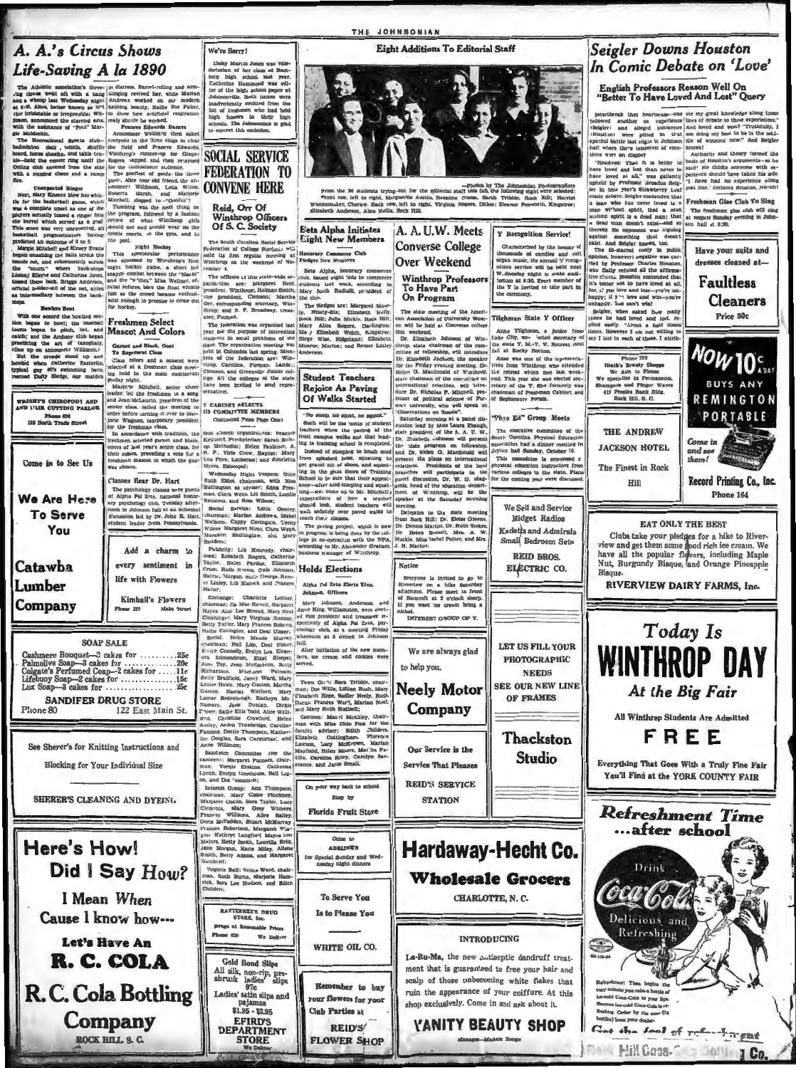# A. A.'s Circus Shows Life-Saving A la 1890

The Athletic association's three-ring circus went off with a bang and a whoop last Wednesday night at 6:30. Alice, better known as "P" (for irritable or irrepressible) Williamson, announced the starting acts, with the assistance of "Pest" Margie McMeekin.

The Recreational sports club—badminton deck, tennis, shuffle board, horse shoes, and table tennis—held the center ring until the Outing club entered from the side with a rousing cheer and a camp fire.

**Unexpected Ringer**

Next, Mary Kneece blew her whistle for the basketball game, which was a complete upset as one of the players actually tossed a ringer into the barrel which served as a goal. This score was very unexpected, as basketball prognosticators having predicted an outcome of 0 to 0.

Margie Mitchell and Kinsey Evans began smashing the balls across the tennis net, and subsequently across the "courts" where back-stops Lindsay Elerbe and Catherine Jones tossed them back. Briggs Anderson, official bobber-off of the net, acted as intermediary between the back-stops.

**Bowlers Bowl**

With one accord the bowling section began to bowl; the baseball teams began to pitch, bat, and catch; and the Archery club began practicing the art of taxophaly. (One up on announcer Williamson.)

But the crowds stood up and howled when Catherine Easterlin, typical gay 90's swimming hero, rescued Dolly Sledge, our maiden in distress. Barrel-rolling and arm-slinging revived her, while Marian Andrews worked on our modern bathing beauty, Sallie Sue Fuller, to show how artificial respiration really should be worked.

**Frances Edwards Dances**

Announcer Williamson then asked everyone in the three rings to clear the field and Frances Edwards, Winthrop's runner-up for Ginger Rogers, tapped and then re-tapped for the enthusiastic audience.

The goofiest of goofs—the three goofs, Alice (our old friend, the announcer) Williamson, Lelia Sutton, Roberta Marsh, and Marjorie Mitchell, clogged to "Goofus"!

Tumbling was the next thing on the program, followed by a fashion review of what Winthrop girls should not and should wear on the tennis courts, in the gym, and in the pool.

**Night Hockey**

This spectacular performance was climaxed by Winthrop's first night hockey game, a short but snappy combat between the "blacks" and the "whites." Miss Wellner, official referee, blew the final whistle just as the crowd became enthusiastic enough to promise to come out for hockey.

---

WRIGHT'S CHIROPODY AND HAIR CUTTING PARLOR
Phone 636
138 North Trade Street

---

Come in to See Us

**We Are Here To Serve You**

**Catawba Lumber Company**

---

**SOAP SALE**

Cashmere Bouquet—3 cakes for .......... 25c
Palmolive Soap—3 cakes for .......... 20c
Colgate's Perfumed Coap—2 cakes for .......... 11c
Lifebuoy Soap—2 cakes for .......... 15c
Lux Soap—3 cakes for .......... 25c

SANDIFER DRUG STORE
Phone 80 — 122 East Main St.

---

See Sherer's for Knitting Instructions and Blocking for Your Individual Size

SHERER'S CLEANING AND DYEING

---

# Here's How!
## Did I Say How?
## I Mean When Cause I know how—
## Let's Have An R. C. COLA
# R. C. Cola Bottling Company
ROCK HILL, S. C.

---

**We're Sorry!**

Daisy Martin Jones was valedictorian of her class at Bamberg high school last year. Katherine Hammond was editor of the high school paper at Johnsonville. Both names were inadvertently omitted from the list of freshmen who had held high honors in their high schools. The Johnsonian is glad to correct this omission.

---

# SOCIAL SERVICE FEDERATION TO CONVENE HERE

## Reid, Orr Of Winthrop Officers Of S. C. Society

The South Carolina Federation of College Students will hold its first regular meeting at Winthrop on the weekend of November 1.

The officers of this state-wide organization are: Margaret Reid, president, Winthrop; Holman Smith, vice president, Clemson; Martha Orr, corresponding secretary, Winthrop; and B. F. Broadway, treasurer, Furman.

The federation was organized last year for the purpose of interesting students in social problems of the state. The organization meeting was held in Columbia last spring. Members of the federation are: Winthrop, Carolina, Furman, Lander, Clemson, and Greenville Junior college. All the colleges of the state have been invited to send representatives.

---

## Freshmen Select Mascot And Colors

**Garnet and Black, Goat To Represent Class**

Class colors and a mascot were selected at a freshman class meeting held in the main auditorium Friday night.

Marjorie Mitchell, senior cheer leader, led the freshmen in a song and Jean McLaurin, president of the senior class, called the meeting to order before turning it over to Marjorie Wagnon, temporary president for the freshman class.

In accordance with tradition, the freshmen selected garnet and black, colors of last year's senior class, for their colors, preceding a vote for a freshman mascot in which the goat was chosen.

---

**Classes Hear Dr. Hart**

The psychology classes were guests of Alpha Psi Zeta, national honorary psychology club, Tuesday afternoon in Johnson hall at an informal discussion led by Dr. John R. Hart, student leader from Pennsylvania.

---

Add a charm to every sentiment in life with Flowers

Kimball's Flowers
Phone 337 — Main Street

---

**Y CABINET SELECTS 115 COMMITTEE MEMBERS**
Continued From Page One)

dent church organizations: Pearle Kirkland, Presbyterian; Sarah Bishop, Methodist; Helen Faulkner, A. R. P.; Virle Crow, Baptist; Mary Lou Price, Lutheran; and Henrietta Myers, Episcopal.

Wednesday Night Vespers: Ottie Ruth Elliot, chairman, with Miss Huffington as adviser; Edna Freeman, Clara Webb, Lib Smith, Lucille Henness, and Ross Wilson;

Social Service: Edith Gentry, chairman; Marian Andrews, Mabel Welborn, Cappy Covington, Teeny Wilcox, Margaret Nims, Clara Webb, Marjorie Shillinglaw, and Mary Sanders;

Publicity: Lib Kennedy, chairman; Elizabeth Rogers, Catherine Taylor, Helen Pardue, Elizabeth Crum, Ruth Nevers, Cale Johnson, Harris, Morgan, Sallie George, Bennie Linley, Lib Blalock, and Frances Harley;

Exchange: Charlotte Leitner, chairman; Ila Mae Revell, Margaret Hayes, Alice Lee Stroud, Mary Nell Cunningham, Mary Virginia Ramsay, Betty Taylor, Mary Frances Roberts, Hallie Covington, and Deal Ulmer;

Social: Helen Maude Murray, chairman; Nell Idle, Deal Ulmer, Evelyn Connolly, Evelyn Lea, Eleanora Edmondston, Ethel Sleeper, June Tip, Jean McEachern, Betty Richardson, Margaret Putnam, Betty Bradfield, Janet Ward, Mary Louise Howle, Mary Gaston, Martha Gaston, Harriet Wofford, Mary Lamar Bedenbaugh, Kathryn McNamara, Jane Dunlap, Dickie Brown, Sallie Ellis Todd, Alice Williams, Christine Crawford, Helen Ashley, Arden Trowbridge, Caroline Fanning, Dottie Thompson, Katherine Douglas, Sara Carmichael, and Anne Williams;

Sandwich Committee (for the canteens): Margaret Putnam, chairman; Wessie Emlaw, Catherine Lynch, Evelyn Heathouse, Nell Lignon, and Dot ?;

Interest Group: Ann Thompson, chairman; Mary Claire Pinckney, Margaret Oetlin, Sara Taylor, Lucy Clements, Mary Grey Withers, Frances Williams, Alice Bailey, Doris McFadden, Stuart McMurray, Frances Robertson, Margaret Wingo, Kathryn Langford, Mayre Lou Majors, Betty Smith, Louvilla Britt, Jane Morgan, Marie Miley, Allene Smith, Betty Adams, and Margaret Gambrell;

Virginia Bail: Velma Ward, chairman; Ruth Burns, Marjorie Hamrick, Sara Lee Hudson, and Edith Childers.

---

**Eight Additions To Editorial Staff**

Photos by The Johnsonian Photographers

From the 30 students trying-out for the editorial staff this fall, the following eight were selected: Front row, left to right, Marguerite Austin, Rosanne Owens, Sarah Tribble, Rock Hill; Harriet Wannamaker, Cheraw. Back row, left to right, Virginia Rogers, Dillon; Eleanor Foxworth, Kingstree; Elizabeth Anderson, Alice Hollis, Rock Hill.

---

## Beta Alpha Initiates Eight New Members

**Honorary Commerce Club Pledges New Members**

Beta Alpha, honorary commerce club, issued eight bids to commerce students last week, according to Mary Ruth Rudisill, president of the club.

The pledges are: Margaret Mosely, Ninety-Six; Elizabeth Kelly, Rock Hill; Julia Mickle, Rock Hill; Mary Allen Rogers, Darlington; Mary Elizabeth Welch, Kingstree; Dirge Wise, Ridgeland; Elizabeth Monroe, Marion; and Remer Linley Anderson.

---

## A. A. U.W. Meets Converse College Over Weekend

**Winthrop Professors To Have Part On Program**

The state meeting of the American Association of University Women will be held at Converse college this weekend.

Dr. Elizabeth Johnson of Winthrop, state chairman of the committee of fellowship, will introduce Dr. Elizabeth Jackson, the speaker for the Friday evening meeting. Dr. Helen G. Macdonald of Winthrop, state chairman of the committee on international relations, will introduce Dr. Nicholas P. Mitchell, professor of political science of Furman university, who will speak on "Observations on Russia".

Saturday morning at a panel discussion lead by Miss Laura Ebaugh, state president of the A. A. U. W., Dr. Elizabeth Johnson will present the state program on fellowship, and Dr. Helen G. Macdonald will present the plans on international relations. Presidents of the local branches will participate in the panel discussion. Dr. W. D. Magginis, head of the education department of Winthrop, will be the speaker at the Saturday morning meeting.

Delegates to the state meeting from Rock Hill: Dr. Eloise Greene, Dr. Donnis Martin, Dr. Ruth Stokes, Dr. Helen Russell, Mrs. A. W. Huckle, Miss Isabel Potter, and Mrs. J. Marion.

---

## Student Teachers Rejoice As Paving Of Walks Started

"No stoop, no squat, no squirm!" Such will be the motto of student teachers when the paving of the front campus walks and that leading to training school is completed.

Instead of stooping to brush mud from splashed hose, squatting to get gravel out of shoes, and squirming in the glass doors of Training School to be sure that their appearance—after said stooping and squatting—will come up to Mr. Mitchell's expectations of how a teacher should look, student teachers will walk sedately over paved walks to teach their classes.

The paving project, which is now in progress, is being done by the college in co-operation with the WPA, according to Mr. Alexander Graham, business manager of Winthrop.

---

## Holds Elections

**Alpha Psi Zeta Elects King, Johnson, Officers**

Mary Johnson, Anderson, and Anne King, Williamston, were elected vice president and treasurer respectively of Alpha Psi Zeta, psychology club, at a meeting Friday afternoon at 5 o'clock in Johnson hall.

After initiation of the new members, ice cream and cookies were served.

---

Town Girls: Sara Tribble, chairman; Dot Willis, Lillian Bush, Mary Elizabeth Hope, Sadler Neely, Ruth Davis, Frances Ward, Marian Noel, and Mary Ruth Rudisill;

Canteen: Mabel McAlley, chairman with Miss Chloe Fink for the faculty adviser; Edith Childers, Elizabeth Cottingham, Florence Lawson, Lucy McKeown, Marian Mayfield, Helen Moore, Mae Ida Pattillo, Caroline Riley, Carolyn Saunders, and Jane Small.

---

On your way back to school
Stop by
**Florida Fruit Store**

---

Come to
**ADKINS'S**
for Special Sunday and Wednesday night dinners

---

To Serve You Is to Please You

**WHITE OIL CO.**

---

Remember to buy your flowers for your Club Parties at

**REID'S FLOWER SHOP**

---

**RASTERMEE'S DRUG STORE, Inc.**
Drugs at Reasonable Prices
Phone 630 — We Deliver

---

**Gold Bond Slips**
All silk, non-rip, pre-shrunk ladies' slips
97c
Ladies' satin slips and pajamas
$1.95 - $2.95

**EFIRD'S DEPARTMENT STORE**
We Deliver

---

**Y Recognition Service!**

Characterized by the beauty of thousands of candles and soft organ music, the annual Y recognition service will be held next Wednesday night in main auditorium at 6:30. Every member of the Y is invited to take part in the ceremony.

---

**Tilghman State Y Officer**

Anne Tilghman, a junior from Lake City, was elected secretary of the state Y. M.-Y. W. Retreat, held at Rocky Bottom.

Anne was one of the representatives from Winthrop who attended the retreat which met last weekend. This year she was elected secretary of the Y. She formerly was chairman of Freshman Cabinet and of Sophomore Forum.

---

**"Phys Ed" Group Meets**

The executive committee of the South Carolina Physical Education association had a dinner meeting in Joynes hall Sunday, October 10.

This committee is composed of physical education instructors from various colleges in the state. Plans for the coming year were discussed.

---

**Notice**

Everyone is invited to go to Riverview on a hike Saturday afternoon. Please meet in front of Bancroft at 2 o'clock sharp. If you want ice cream bring a nickel.

INTEREST GROUP OF Y.

---

We are always glad to help you.

**Neely Motor Company**

---

We Sell and Service
**Midget Radios**
Kadette and Admirals
Small Bedroom Sets

REID BROS.
ELECTRIC CO.

---

LET US FILL YOUR PHOTOGRAPHIC NEEDS
SEE OUR NEW LINE OF FRAMES

**Thackston Studio**

---

Our Service is the Service That Pleases

**REID'S SERVICE STATION**

---

# Hardaway-Hecht Co.
## Wholesale Grocers
CHARLOTTE, N. C.

---

**INTRODUCING**

La-Ru-Ma, the new antiseptic dandruff treatment that is guaranteed to free your hair and scalp of those unbecoming white flakes that ruin the appearance of your coiffure. At this shop exclusively. Come in and ask about it.

**VANITY BEAUTY SHOP**
Manager—Madam Renge

---

# Seigler Downs Houston In Comic Debate on 'Love'

## English Professors Reason Well On "Better To Have Loved And Lost" Query

Heartbreak then heartease—one followed another as experience (Seigler) and alleged innocence (Houston) were pitted in that epochal battle last night in Johnson hall when they cleverest of emotions were on display.

"Resolved: That it is better to have loved and lost than never to have loved at all," was gallantly upheld by Professor Broadus Seigler in this year's Strawberry Leaf comic debate. Seigler contended that a man who has never loved is a man without spirit, that a man without spirit is a dead man; that a dead man doesn't exist—and so thereby his opponent was arguing against something that doesn't exist. And Seigler knows, too.

The ill-starred (only in public opinion, however) negative was carried by Professor Charles Houston, who flatly refuted all the affirmative claims. Houston contended that it's better not to have loved at all, for, if you love and lose—you're unhappy; if you love and win—you're unhappy. So—can't win!

Seigler, when asked how many times he had loved and lost, replied easily. "About a half dozen times. However I am not willing to say I lost in each of these. I attribute my great knowledge along these lines of debate to these experiences." And loved and won? "Truthfully, I am doing my best to be in the middle of winning now." And Seigler knows!

Authority and theory formed the basis of Houston's arguments—so he said! He thinks someone with experience should have taken his side. "I have had no experience along that line," declares Houston, ho-hum!

**Freshman Glee Club To Sing**

The freshman glee club will sing at vespers Sunday evening in Johnson hall at 6:30.

---

Have your suits and dresses cleaned at—

**Faultless Cleaners**
Price 50c

---

Phone 282
**Heath's Beauty Shoppe**
We Aim to Please
We specialize in Permanents, Shampoos and Finger Waves
412 Peoples Bank Bldg.
Rock Hill, S. C.

---

**NOW 10c A DAY BUYS ANY REMINGTON PORTABLE**

Come in and see them!

Record Printing Co., Inc.
Phone 164

---

**THE ANDREW JACKSON HOTEL**

The Finest in Rock Hill

---

**EAT ONLY THE BEST**

Clubs take your pledges for a hike to Riverview and get them some good rich ice cream. We have all the popular flavors, including Maple Nut, Burgundy Bisque, and Orange Pineapple Bisque.

**RIVERVIEW DAIRY FARMS, Inc.**

---

# Today Is WINTHROP DAY
## At the Big Fair

All Winthrop Students Are Admitted

# FREE

Everything That Goes With a Truly Fine Fair You'll Find at the YORK COUNTY FAIR

---

## Refreshment Time ...after school

Drink Coca-Cola — Delicious and Refreshing

Refreshment Time begins the very minute you raise a bottle of ice-cold Coca-Cola to your lips. Because ice-cold Coca-Cola is refreshing. Order by the case (24 bottles) from your dealer.

**Get the feel of refreshment**

Rock Hill Coca-Cola Bottling Co.